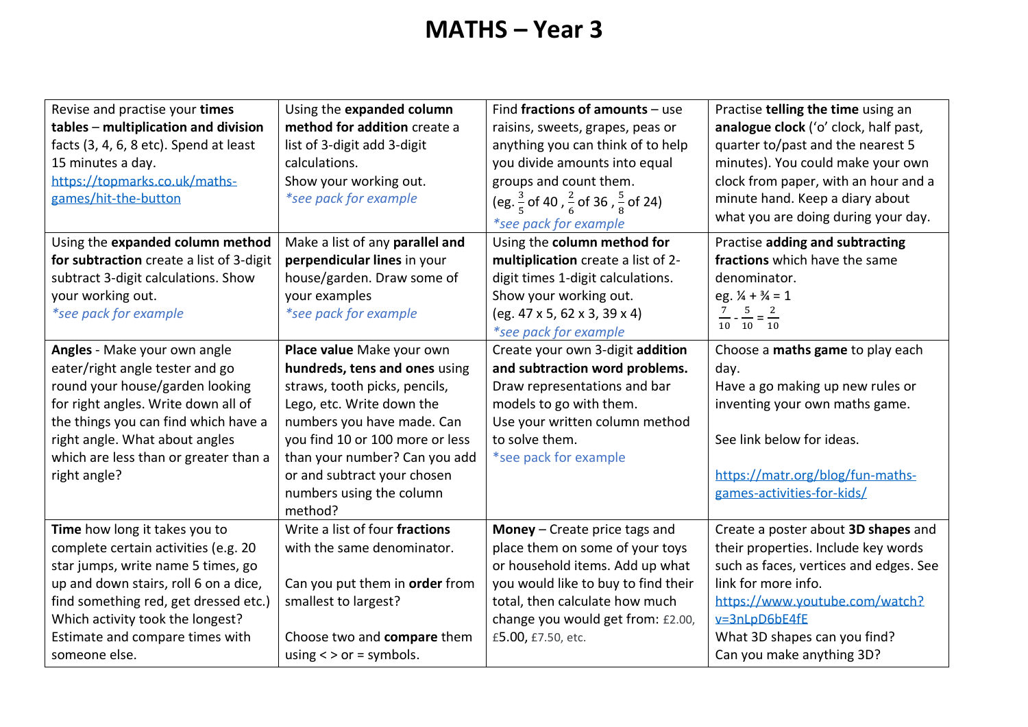# MATHS – Year 3

| | | | |
|---|---|---|---|
| Revise and practise your **times tables** – **multiplication and division** facts (3, 4, 6, 8 etc). Spend at least 15 minutes a day. https://topmarks.co.uk/maths-games/hit-the-button | Using the **expanded column method for addition** create a list of 3-digit add 3-digit calculations. Show your working out. *\*see pack for example* | Find **fractions of amounts** – use raisins, sweets, grapes, peas or anything you can think of to help you divide amounts into equal groups and count them. (eg. $\frac{3}{5}$ of 40 , $\frac{2}{6}$ of 36 , $\frac{5}{8}$ of 24) *\*see pack for example* | Practise **telling the time** using an **analogue clock** ('o' clock, half past, quarter to/past and the nearest 5 minutes). You could make your own clock from paper, with an hour and a minute hand. Keep a diary about what you are doing during your day. |
| Using the **expanded column method for subtraction** create a list of 3-digit subtract 3-digit calculations. Show your working out. *\*see pack for example* | Make a list of any **parallel and perpendicular lines** in your house/garden. Draw some of your examples *\*see pack for example* | Using the **column method for multiplication** create a list of 2-digit times 1-digit calculations. Show your working out. (eg. 47 x 5, 62 x 3, 39 x 4) *\*see pack for example* | Practise **adding and subtracting fractions** which have the same denominator. eg. ¼ + ¾ = 1 $\frac{7}{10} - \frac{5}{10} = \frac{2}{10}$ |
| **Angles** - Make your own angle eater/right angle tester and go round your house/garden looking for right angles. Write down all of the things you can find which have a right angle. What about angles which are less than or greater than a right angle? | **Place value** Make your own **hundreds, tens and ones** using straws, tooth picks, pencils, Lego, etc. Write down the numbers you have made. Can you find 10 or 100 more or less than your number? Can you add or and subtract your chosen numbers using the column method? | Create your own 3-digit **addition and subtraction word problems.** Draw representations and bar models to go with them. Use your written column method to solve them. \*see pack for example | Choose a **maths game** to play each day. Have a go making up new rules or inventing your own maths game. See link below for ideas. https://matr.org/blog/fun-maths-games-activities-for-kids/ |
| **Time** how long it takes you to complete certain activities (e.g. 20 star jumps, write name 5 times, go up and down stairs, roll 6 on a dice, find something red, get dressed etc.) Which activity took the longest? Estimate and compare times with someone else. | Write a list of four **fractions** with the same denominator. Can you put them in **order** from smallest to largest? Choose two and **compare** them using < > or = symbols. | **Money** – Create price tags and place them on some of your toys or household items. Add up what you would like to buy to find their total, then calculate how much change you would get from: £2.00, £5.00, £7.50, etc. | Create a poster about **3D shapes** and their properties. Include key words such as faces, vertices and edges. See link for more info. https://www.youtube.com/watch?v=3nLpD6bE4fE What 3D shapes can you find? Can you make anything 3D? |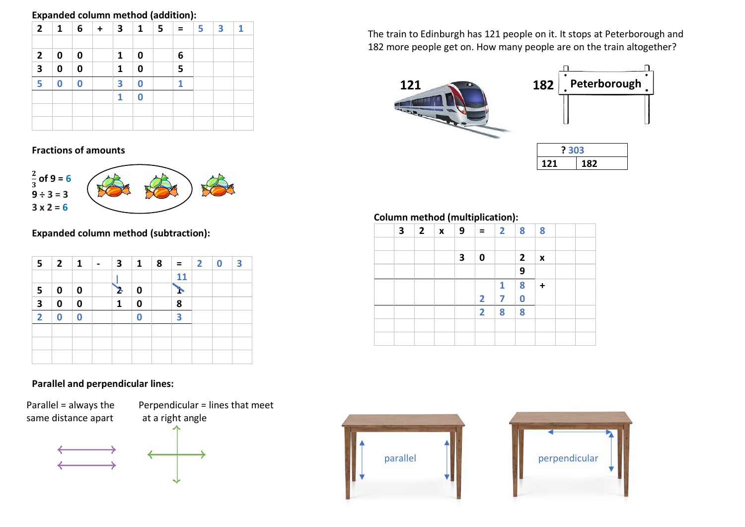**Expanded column method (addition):**

| | | | | | | | | | | |
|---|---|---|---|---|---|---|---|---|---|---|
| 2 | 1 | 6 | + | 3 | 1 | 5 | = | 5 | 3 | 1 |
| | | | | | | | | | | |
| 2 | 0 | 0 | | 1 | 0 | | 6 | | | |
| 3 | 0 | 0 | | 1 | 0 | | 5 | | | |
| 5 | 0 | 0 | | 3 | 0 | | 1 | | | |
| | | | | 1 | 0 | | | | | |

**Fractions of amounts**

$\frac{2}{3}$ of 9 = 6

9 ÷ 3 = 3

3 x 2 = 6

**Expanded column method (subtraction):**

| | | | | | | | | | | |
|---|---|---|---|---|---|---|---|---|---|---|
| 5 | 2 | 1 | - | 3 | 1 | 8 | = | 2 | 0 | 3 |
| | | | | | | | 11 | | | |
| 5 | 0 | 0 | | 2 | 0 | | 1 | | | |
| 3 | 0 | 0 | | 1 | 0 | | 8 | | | |
| 2 | 0 | 0 | | | 0 | | 3 | | | |

**Parallel and perpendicular lines:**

Parallel = always the same distance apart

Perpendicular = lines that meet at a right angle

The train to Edinburgh has 121 people on it. It stops at Peterborough and 182 more people get on. How many people are on the train altogether?

121

182 Peterborough

| ? 303 | |
|---|---|
| 121 | 182 |

**Column method (multiplication):**

| | | | | | | | | | | |
|---|---|---|---|---|---|---|---|---|---|---|
| 3 | 2 | x | 9 | = | 2 | 8 | 8 | | | |
| | | | | | | | | | | |
| | | | 3 | 0 | | 2 | x | | | |
| | | | | | | 9 | | | | |
| | | | | | 1 | 8 | + | | | |
| | | | | 2 | 7 | 0 | | | | |
| | | | | 2 | 8 | 8 | | | | |

parallel

perpendicular